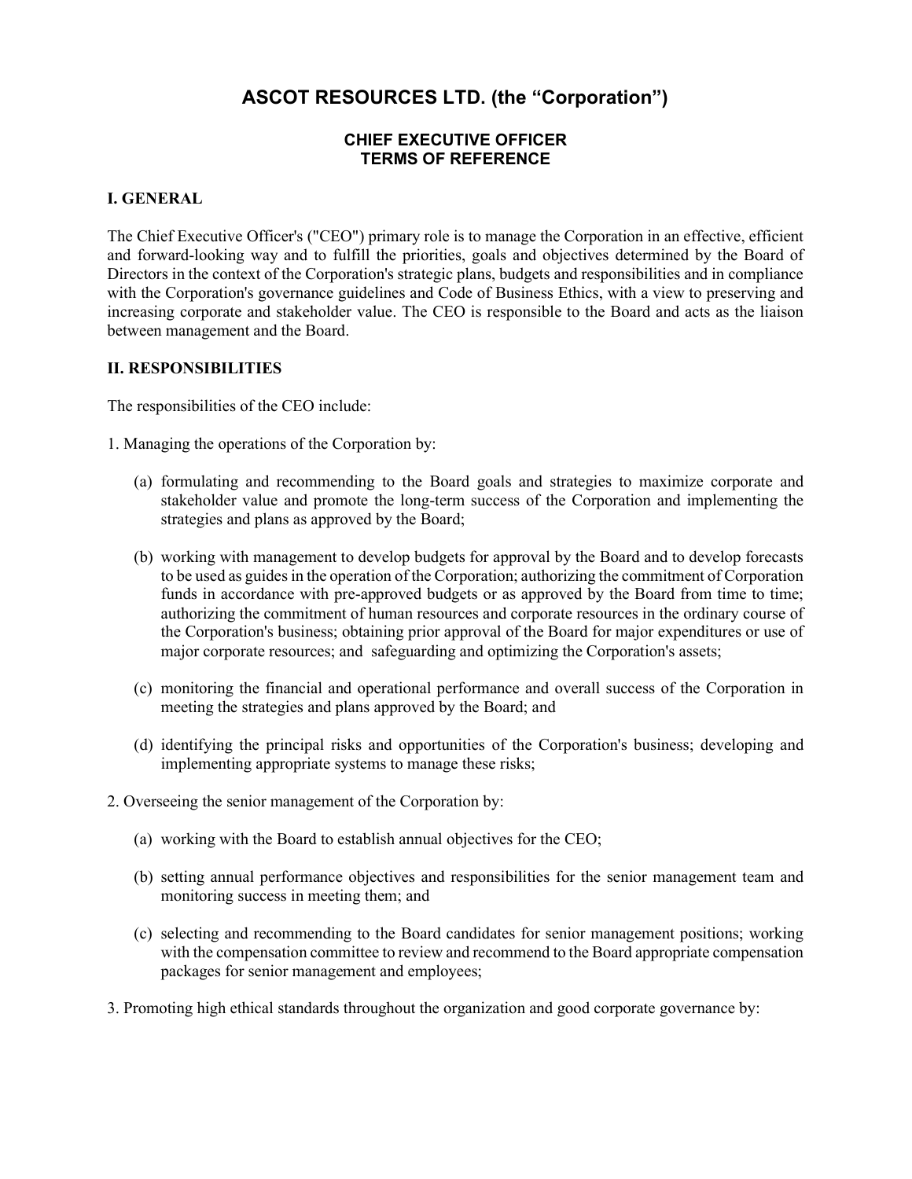# ASCOT RESOURCES LTD. (the "Corporation")

## CHIEF EXECUTIVE OFFICER TERMS OF REFERENCE

### I. GENERAL

The Chief Executive Officer's ("CEO") primary role is to manage the Corporation in an effective, efficient and forward-looking way and to fulfill the priorities, goals and objectives determined by the Board of Directors in the context of the Corporation's strategic plans, budgets and responsibilities and in compliance with the Corporation's governance guidelines and Code of Business Ethics, with a view to preserving and increasing corporate and stakeholder value. The CEO is responsible to the Board and acts as the liaison between management and the Board.

### II. RESPONSIBILITIES

The responsibilities of the CEO include:

1. Managing the operations of the Corporation by:

   (a) formulating and recommending to the Board goals and strategies to maximize corporate and stakeholder value and promote the long-term success of the Corporation and implementing the strategies and plans as approved by the Board;

   (b) working with management to develop budgets for approval by the Board and to develop forecasts to be used as guides in the operation of the Corporation; authorizing the commitment of Corporation funds in accordance with pre-approved budgets or as approved by the Board from time to time; authorizing the commitment of human resources and corporate resources in the ordinary course of the Corporation's business; obtaining prior approval of the Board for major expenditures or use of major corporate resources; and safeguarding and optimizing the Corporation's assets;

   (c) monitoring the financial and operational performance and overall success of the Corporation in meeting the strategies and plans approved by the Board; and

   (d) identifying the principal risks and opportunities of the Corporation's business; developing and implementing appropriate systems to manage these risks;

2. Overseeing the senior management of the Corporation by:

   (a) working with the Board to establish annual objectives for the CEO;

   (b) setting annual performance objectives and responsibilities for the senior management team and monitoring success in meeting them; and

   (c) selecting and recommending to the Board candidates for senior management positions; working with the compensation committee to review and recommend to the Board appropriate compensation packages for senior management and employees;

3. Promoting high ethical standards throughout the organization and good corporate governance by: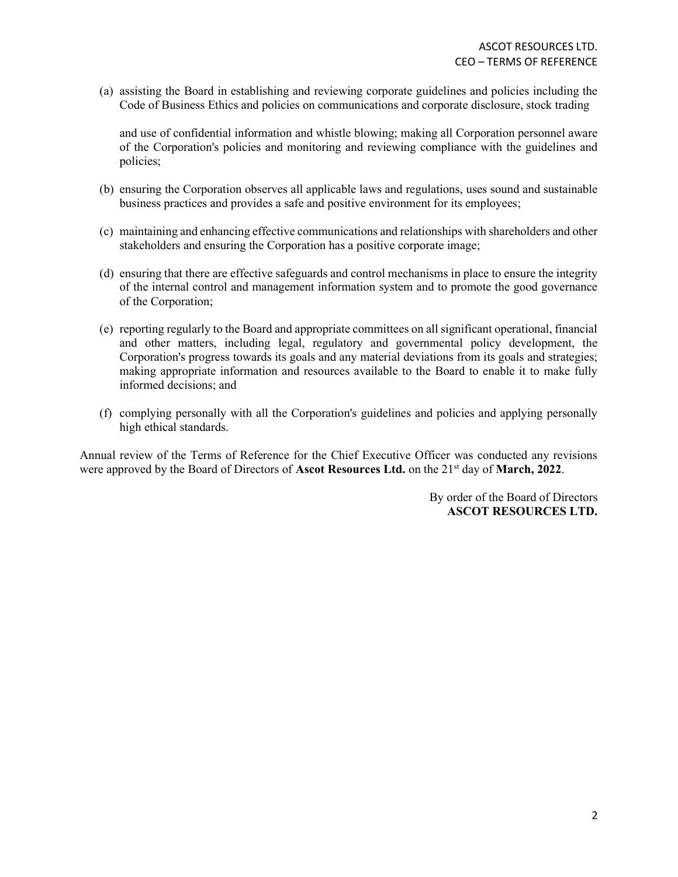(a) assisting the Board in establishing and reviewing corporate guidelines and policies including the Code of Business Ethics and policies on communications and corporate disclosure, stock trading and use of confidential information and whistle blowing; making all Corporation personnel aware of the Corporation's policies and monitoring and reviewing compliance with the guidelines and policies;

(b) ensuring the Corporation observes all applicable laws and regulations, uses sound and sustainable business practices and provides a safe and positive environment for its employees;

(c) maintaining and enhancing effective communications and relationships with shareholders and other stakeholders and ensuring the Corporation has a positive corporate image;

(d) ensuring that there are effective safeguards and control mechanisms in place to ensure the integrity of the internal control and management information system and to promote the good governance of the Corporation;

(e) reporting regularly to the Board and appropriate committees on all significant operational, financial and other matters, including legal, regulatory and governmental policy development, the Corporation's progress towards its goals and any material deviations from its goals and strategies; making appropriate information and resources available to the Board to enable it to make fully informed decisions; and

(f) complying personally with all the Corporation's guidelines and policies and applying personally high ethical standards.

Annual review of the Terms of Reference for the Chief Executive Officer was conducted any revisions were approved by the Board of Directors of **Ascot Resources Ltd.** on the 21st day of **March, 2022**.

By order of the Board of Directors
**ASCOT RESOURCES LTD.**